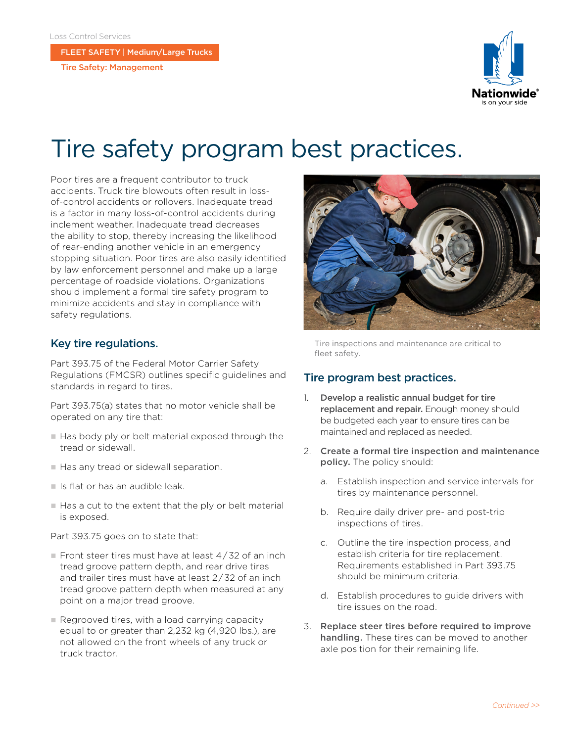Loss Control Services

FLEET SAFETY | Medium/Large Trucks

Tire Safety: Management

# Tire safety program best practices.

Poor tires are a frequent contributor to truck accidents. Truck tire blowouts often result in loss-of-control accidents or rollovers. Inadequate tread is a factor in many loss-of-control accidents during inclement weather. Inadequate tread decreases the ability to stop, thereby increasing the likelihood of rear-ending another vehicle in an emergency stopping situation. Poor tires are also easily identified by law enforcement personnel and make up a large percentage of roadside violations. Organizations should implement a formal tire safety program to minimize accidents and stay in compliance with safety regulations.

Tire inspections and maintenance are critical to fleet safety.

## Key tire regulations.

Part 393.75 of the Federal Motor Carrier Safety Regulations (FMCSR) outlines specific guidelines and standards in regard to tires.

Part 393.75(a) states that no motor vehicle shall be operated on any tire that:

- Has body ply or belt material exposed through the tread or sidewall.
- Has any tread or sidewall separation.
- Is flat or has an audible leak.
- Has a cut to the extent that the ply or belt material is exposed.

Part 393.75 goes on to state that:

- Front steer tires must have at least 4/32 of an inch tread groove pattern depth, and rear drive tires and trailer tires must have at least 2/32 of an inch tread groove pattern depth when measured at any point on a major tread groove.
- Regrooved tires, with a load carrying capacity equal to or greater than 2,232 kg (4,920 lbs.), are not allowed on the front wheels of any truck or truck tractor.

## Tire program best practices.

1. **Develop a realistic annual budget for tire replacement and repair.** Enough money should be budgeted each year to ensure tires can be maintained and replaced as needed.
2. **Create a formal tire inspection and maintenance policy.** The policy should:
   a. Establish inspection and service intervals for tires by maintenance personnel.
   b. Require daily driver pre- and post-trip inspections of tires.
   c. Outline the tire inspection process, and establish criteria for tire replacement. Requirements established in Part 393.75 should be minimum criteria.
   d. Establish procedures to guide drivers with tire issues on the road.
3. **Replace steer tires before required to improve handling.** These tires can be moved to another axle position for their remaining life.

*Continued >>*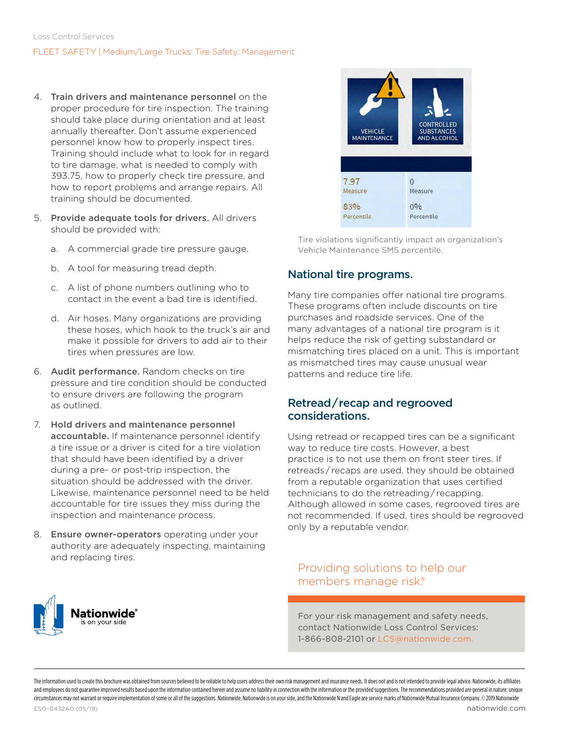4. **Train drivers and maintenance personnel** on the proper procedure for tire inspection. The training should take place during orientation and at least annually thereafter. Don't assume experienced personnel know how to properly inspect tires. Training should include what to look for in regard to tire damage, what is needed to comply with 393.75, how to properly check tire pressure, and how to report problems and arrange repairs. All training should be documented.

5. **Provide adequate tools for drivers.** All drivers should be provided with:

   a. A commercial grade tire pressure gauge.

   b. A tool for measuring tread depth.

   c. A list of phone numbers outlining who to contact in the event a bad tire is identified.

   d. Air hoses. Many organizations are providing these hoses, which hook to the truck's air and make it possible for drivers to add air to their tires when pressures are low.

6. **Audit performance.** Random checks on tire pressure and tire condition should be conducted to ensure drivers are following the program as outlined.

7. **Hold drivers and maintenance personnel accountable.** If maintenance personnel identify a tire issue or a driver is cited for a tire violation that should have been identified by a driver during a pre- or post-trip inspection, the situation should be addressed with the driver. Likewise, maintenance personnel need to be held accountable for tire issues they miss during the inspection and maintenance process.

8. **Ensure owner-operators** operating under your authority are adequately inspecting, maintaining and replacing tires.

VEHICLE MAINTENANCE
7.97
Measure
83%
Percentile

CONTROLLED SUBSTANCES AND ALCOHOL
0
Measure
0%
Percentile

Tire violations significantly impact an organization's Vehicle Maintenance SMS percentile.

## National tire programs.

Many tire companies offer national tire programs. These programs often include discounts on tire purchases and roadside services. One of the many advantages of a national tire program is it helps reduce the risk of getting substandard or mismatching tires placed on a unit. This is important as mismatched tires may cause unusual wear patterns and reduce tire life.

## Retread/recap and regrooved considerations.

Using retread or recapped tires can be a significant way to reduce tire costs. However, a best practice is to not use them on front steer tires. If retreads/recaps are used, they should be obtained from a reputable organization that uses certified technicians to do the retreading/recapping. Although allowed in some cases, regrooved tires are not recommended. If used, tires should be regrooved only by a reputable vendor.

Providing solutions to help our members manage risk®

For your risk management and safety needs, contact Nationwide Loss Control Services: 1-866-808-2101 or LCS@nationwide.com.

Nationwide® is on your side

The information used to create this brochure was obtained from sources believed to be reliable to help users address their own risk management and insurance needs. It does not and is not intended to provide legal advice. Nationwide, its affiliates and employees do not guarantee improved results based upon the information contained herein and assume no liability in connection with the information or the provided suggestions. The recommendations provided are general in nature; unique circumstances may not warrant or require implementation of some or all of the suggestions. Nationwide, Nationwide is on your side, and the Nationwide N and Eagle are service marks of Nationwide Mutual Insurance Company. © 2019 Nationwide

ESO-0432AO (05/19)

nationwide.com